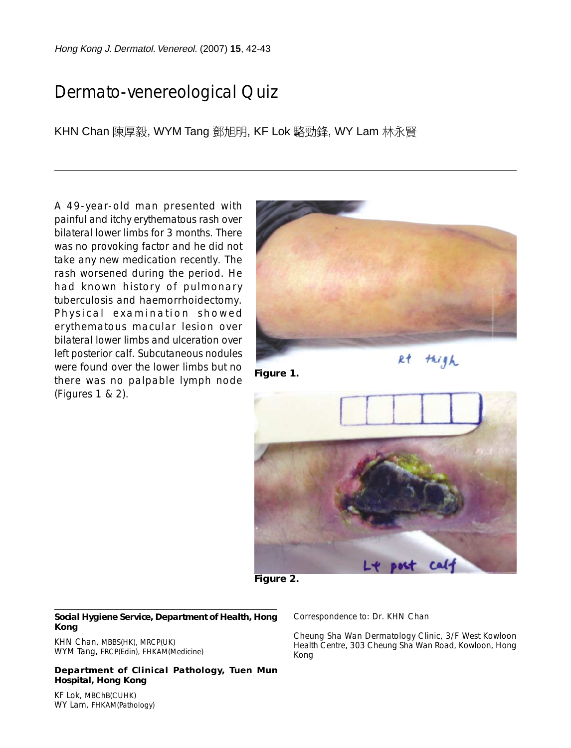// Dermato-venereological Quiz

KHN Chan 陳厚毅, WYM Tang 鄧旭明, KF Lok 駱勁鋒, WY Lam 林永賢

A 49-year-old man presented with painful and itchy erythematous rash over bilateral lower limbs for 3 months. There was no provoking factor and he did not take any new medication recently. The rash worsened during the period. He had known history of pulmonary tuberculosis and haemorrhoidectomy. Physical examination showed erythematous macular lesion over bilateral lower limbs and ulceration over left posterior calf. Subcutaneous nodules were found over the lower limbs but no there was no palpable lymph node (Figures 1 & 2).

**Figure 1.**

**Figure 2.**

---

**Social Hygiene Service, Department of Health, Hong Kong**

KHN Chan, MBBS(HK), MRCP(UK)
WYM Tang, FRCP(Edin), FHKAM(Medicine)

**Department of Clinical Pathology, Tuen Mun Hospital, Hong Kong**

KF Lok, MBChB(CUHK)
WY Lam, FHKAM(Pathology)

Correspondence to: Dr. KHN Chan

Cheung Sha Wan Dermatology Clinic, 3/F West Kowloon Health Centre, 303 Cheung Sha Wan Road, Kowloon, Hong Kong

# Dermato-venereological Quiz

KHN Chan 陳厚毅, WYM Tang 鄧旭明, KF Lok 駱勁鋒, WY Lam 林永賢

A 49-year-old man presented with painful and itchy erythematous rash over bilateral lower limbs for 3 months. There was no provoking factor and he did not take any new medication recently. The rash worsened during the period. He had known history of pulmonary tuberculosis and haemorrhoidectomy. Physical examination showed erythematous macular lesion over bilateral lower limbs and ulceration over left posterior calf. Subcutaneous nodules were found over the lower limbs but no there was no palpable lymph node (Figures 1 & 2).

**Figure 1.**

**Figure 2.**

---

**Social Hygiene Service, Department of Health, Hong Kong**

KHN Chan, MBBS(HK), MRCP(UK)
WYM Tang, FRCP(Edin), FHKAM(Medicine)

**Department of Clinical Pathology, Tuen Mun Hospital, Hong Kong**

KF Lok, MBChB(CUHK)
WY Lam, FHKAM(Pathology)

Correspondence to: Dr. KHN Chan

Cheung Sha Wan Dermatology Clinic, 3/F West Kowloon Health Centre, 303 Cheung Sha Wan Road, Kowloon, Hong Kong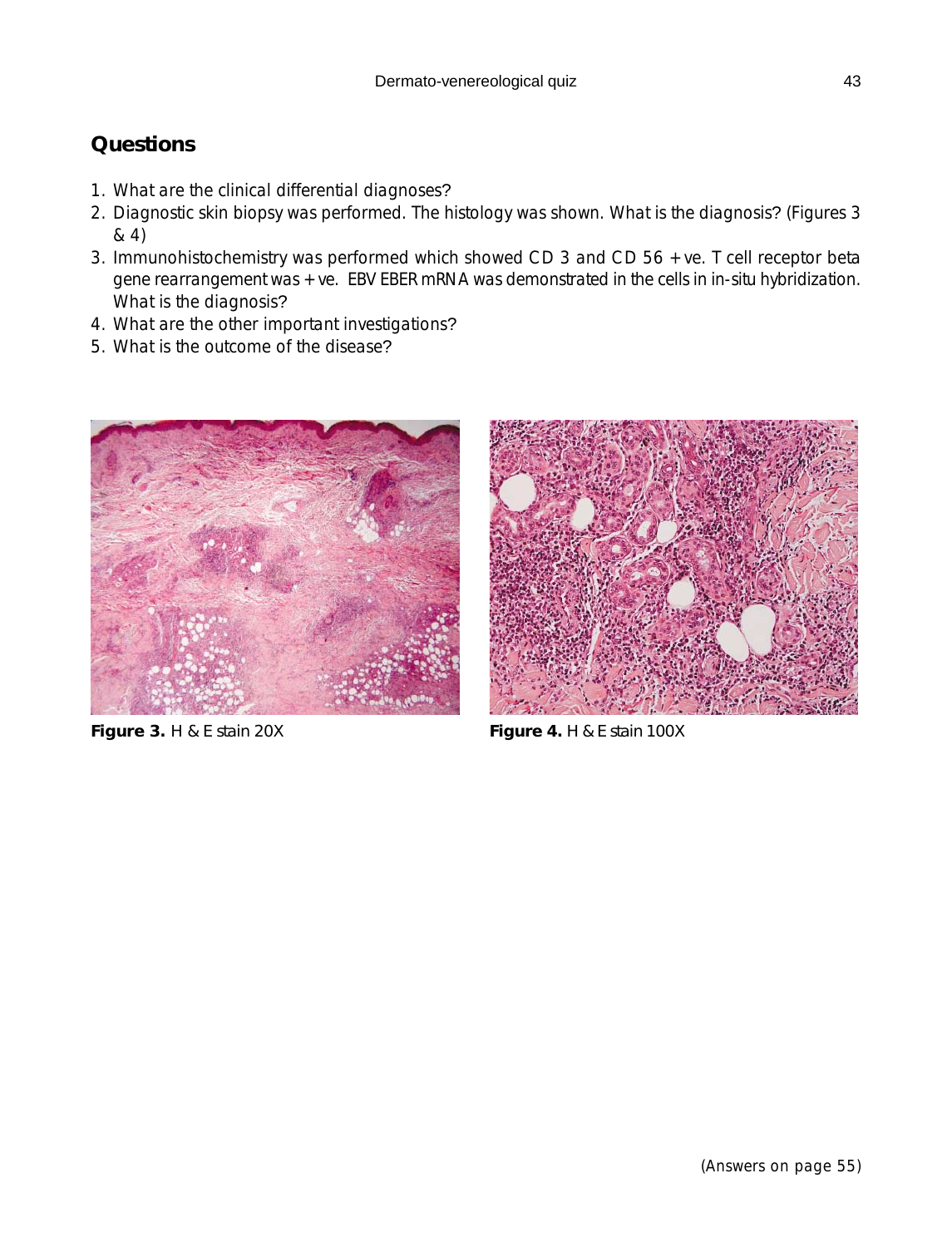## Questions

1. What are the clinical differential diagnoses?
2. Diagnostic skin biopsy was performed. The histology was shown. What is the diagnosis? (Figures 3 & 4)
3. Immunohistochemistry was performed which showed CD 3 and CD 56 + ve. T cell receptor beta gene rearrangement was + ve. EBV EBER mRNA was demonstrated in the cells in in-situ hybridization. What is the diagnosis?
4. What are the other important investigations?
5. What is the outcome of the disease?

**Figure 3.** H & E stain 20X

**Figure 4.** H & E stain 100X

(Answers on page 55)